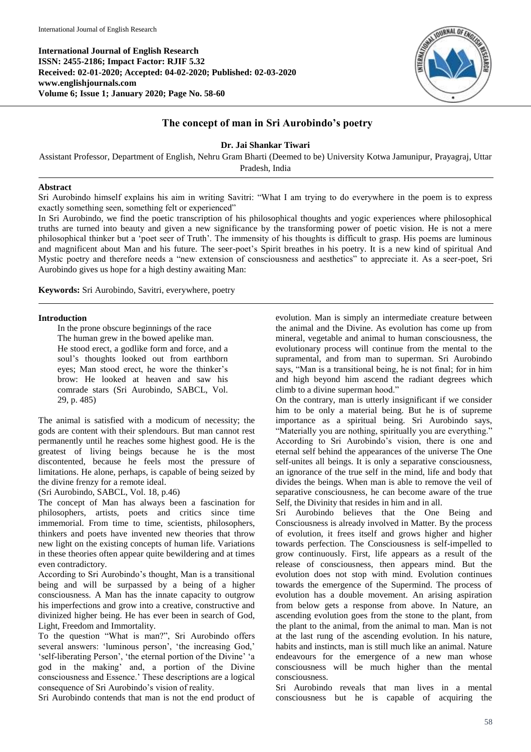International Journal of English Research
ISSN: 2455-2186; Impact Factor: RJIF 5.32
Received: 02-01-2020; Accepted: 04-02-2020; Published: 02-03-2020
www.englishjournals.com
Volume 6; Issue 1; January 2020; Page No. 58-60

# The concept of man in Sri Aurobindo's poetry

**Dr. Jai Shankar Tiwari**

Assistant Professor, Department of English, Nehru Gram Bharti (Deemed to be) University Kotwa Jamunipur, Prayagraj, Uttar Pradesh, India

## Abstract

Sri Aurobindo himself explains his aim in writing Savitri: "What I am trying to do everywhere in the poem is to express exactly something seen, something felt or experienced"

In Sri Aurobindo, we find the poetic transcription of his philosophical thoughts and yogic experiences where philosophical truths are turned into beauty and given a new significance by the transforming power of poetic vision. He is not a mere philosophical thinker but a 'poet seer of Truth'. The immensity of his thoughts is difficult to grasp. His poems are luminous and magnificent about Man and his future. The seer-poet's Spirit breathes in his poetry. It is a new kind of spiritual And Mystic poetry and therefore needs a "new extension of consciousness and aesthetics" to appreciate it. As a seer-poet, Sri Aurobindo gives us hope for a high destiny awaiting Man:

**Keywords:** Sri Aurobindo, Savitri, everywhere, poetry

## Introduction

> In the prone obscure beginnings of the race
> The human grew in the bowed apelike man.
> He stood erect, a godlike form and force, and a soul's thoughts looked out from earthborn eyes; Man stood erect, he wore the thinker's brow: He looked at heaven and saw his comrade stars (Sri Aurobindo, SABCL, Vol. 29, p. 485)

The animal is satisfied with a modicum of necessity; the gods are content with their splendours. But man cannot rest permanently until he reaches some highest good. He is the greatest of living beings because he is the most discontented, because he feels most the pressure of limitations. He alone, perhaps, is capable of being seized by the divine frenzy for a remote ideal.

(Sri Aurobindo, SABCL, Vol. 18, p.46)

The concept of Man has always been a fascination for philosophers, artists, poets and critics since time immemorial. From time to time, scientists, philosophers, thinkers and poets have invented new theories that throw new light on the existing concepts of human life. Variations in these theories often appear quite bewildering and at times even contradictory.

According to Sri Aurobindo's thought, Man is a transitional being and will be surpassed by a being of a higher consciousness. A Man has the innate capacity to outgrow his imperfections and grow into a creative, constructive and divinized higher being. He has ever been in search of God, Light, Freedom and Immortality.

To the question "What is man?", Sri Aurobindo offers several answers: 'luminous person', 'the increasing God,' 'self-liberating Person', 'the eternal portion of the Divine' 'a god in the making' and, a portion of the Divine consciousness and Essence.' These descriptions are a logical consequence of Sri Aurobindo's vision of reality.

Sri Aurobindo contends that man is not the end product of evolution. Man is simply an intermediate creature between the animal and the Divine. As evolution has come up from mineral, vegetable and animal to human consciousness, the evolutionary process will continue from the mental to the supramental, and from man to superman. Sri Aurobindo says, "Man is a transitional being, he is not final; for in him and high beyond him ascend the radiant degrees which climb to a divine superman hood."

On the contrary, man is utterly insignificant if we consider him to be only a material being. But he is of supreme importance as a spiritual being. Sri Aurobindo says, "Materially you are nothing, spiritually you are everything." According to Sri Aurobindo's vision, there is one and eternal self behind the appearances of the universe The One self-unites all beings. It is only a separative consciousness, an ignorance of the true self in the mind, life and body that divides the beings. When man is able to remove the veil of separative consciousness, he can become aware of the true Self, the Divinity that resides in him and in all.

Sri Aurobindo believes that the One Being and Consciousness is already involved in Matter. By the process of evolution, it frees itself and grows higher and higher towards perfection. The Consciousness is self-impelled to grow continuously. First, life appears as a result of the release of consciousness, then appears mind. But the evolution does not stop with mind. Evolution continues towards the emergence of the Supermind. The process of evolution has a double movement. An arising aspiration from below gets a response from above. In Nature, an ascending evolution goes from the stone to the plant, from the plant to the animal, from the animal to man. Man is not at the last rung of the ascending evolution. In his nature, habits and instincts, man is still much like an animal. Nature endeavours for the emergence of a new man whose consciousness will be much higher than the mental consciousness.

Sri Aurobindo reveals that man lives in a mental consciousness but he is capable of acquiring the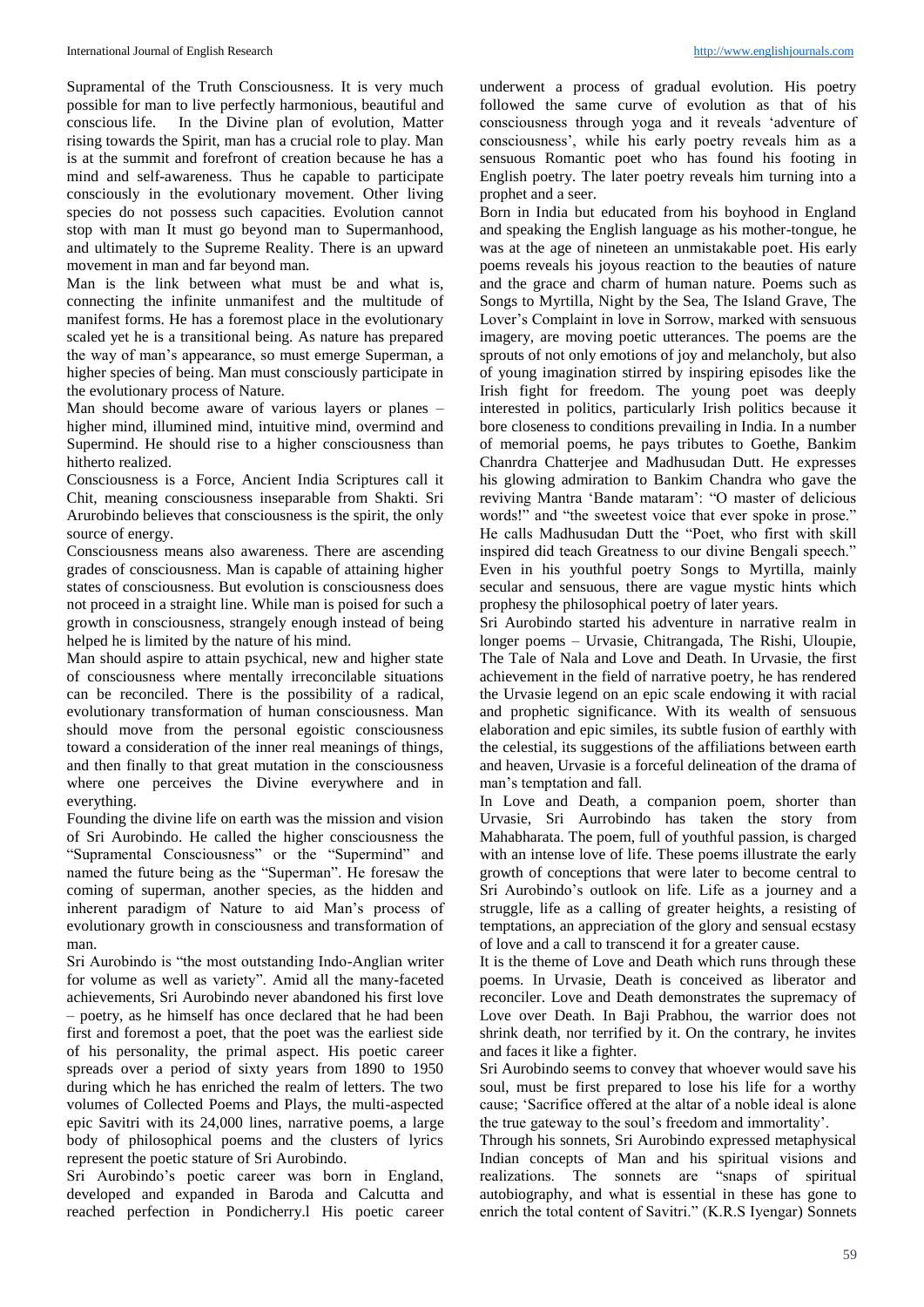Supramental of the Truth Consciousness. It is very much possible for man to live perfectly harmonious, beautiful and conscious life. In the Divine plan of evolution, Matter rising towards the Spirit, man has a crucial role to play. Man is at the summit and forefront of creation because he has a mind and self-awareness. Thus he capable to participate consciously in the evolutionary movement. Other living species do not possess such capacities. Evolution cannot stop with man It must go beyond man to Supermanhood, and ultimately to the Supreme Reality. There is an upward movement in man and far beyond man.

Man is the link between what must be and what is, connecting the infinite unmanifest and the multitude of manifest forms. He has a foremost place in the evolutionary scaled yet he is a transitional being. As nature has prepared the way of man's appearance, so must emerge Superman, a higher species of being. Man must consciously participate in the evolutionary process of Nature.

Man should become aware of various layers or planes – higher mind, illumined mind, intuitive mind, overmind and Supermind. He should rise to a higher consciousness than hitherto realized.

Consciousness is a Force, Ancient India Scriptures call it Chit, meaning consciousness inseparable from Shakti. Sri Arurobindo believes that consciousness is the spirit, the only source of energy.

Consciousness means also awareness. There are ascending grades of consciousness. Man is capable of attaining higher states of consciousness. But evolution is consciousness does not proceed in a straight line. While man is poised for such a growth in consciousness, strangely enough instead of being helped he is limited by the nature of his mind.

Man should aspire to attain psychical, new and higher state of consciousness where mentally irreconcilable situations can be reconciled. There is the possibility of a radical, evolutionary transformation of human consciousness. Man should move from the personal egoistic consciousness toward a consideration of the inner real meanings of things, and then finally to that great mutation in the consciousness where one perceives the Divine everywhere and in everything.

Founding the divine life on earth was the mission and vision of Sri Aurobindo. He called the higher consciousness the "Supramental Consciousness" or the "Supermind" and named the future being as the "Superman". He foresaw the coming of superman, another species, as the hidden and inherent paradigm of Nature to aid Man's process of evolutionary growth in consciousness and transformation of man.

Sri Aurobindo is "the most outstanding Indo-Anglian writer for volume as well as variety". Amid all the many-faceted achievements, Sri Aurobindo never abandoned his first love – poetry, as he himself has once declared that he had been first and foremost a poet, that the poet was the earliest side of his personality, the primal aspect. His poetic career spreads over a period of sixty years from 1890 to 1950 during which he has enriched the realm of letters. The two volumes of Collected Poems and Plays, the multi-aspected epic Savitri with its 24,000 lines, narrative poems, a large body of philosophical poems and the clusters of lyrics represent the poetic stature of Sri Aurobindo.

Sri Aurobindo's poetic career was born in England, developed and expanded in Baroda and Calcutta and reached perfection in Pondicherry.l His poetic career underwent a process of gradual evolution. His poetry followed the same curve of evolution as that of his consciousness through yoga and it reveals 'adventure of consciousness', while his early poetry reveals him as a sensuous Romantic poet who has found his footing in English poetry. The later poetry reveals him turning into a prophet and a seer.

Born in India but educated from his boyhood in England and speaking the English language as his mother-tongue, he was at the age of nineteen an unmistakable poet. His early poems reveals his joyous reaction to the beauties of nature and the grace and charm of human nature. Poems such as Songs to Myrtilla, Night by the Sea, The Island Grave, The Lover's Complaint in love in Sorrow, marked with sensuous imagery, are moving poetic utterances. The poems are the sprouts of not only emotions of joy and melancholy, but also of young imagination stirred by inspiring episodes like the Irish fight for freedom. The young poet was deeply interested in politics, particularly Irish politics because it bore closeness to conditions prevailing in India. In a number of memorial poems, he pays tributes to Goethe, Bankim Chanrdra Chatterjee and Madhusudan Dutt. He expresses his glowing admiration to Bankim Chandra who gave the reviving Mantra 'Bande mataram': "O master of delicious words!" and "the sweetest voice that ever spoke in prose." He calls Madhusudan Dutt the "Poet, who first with skill inspired did teach Greatness to our divine Bengali speech." Even in his youthful poetry Songs to Myrtilla, mainly secular and sensuous, there are vague mystic hints which prophesy the philosophical poetry of later years.

Sri Aurobindo started his adventure in narrative realm in longer poems – Urvasie, Chitrangada, The Rishi, Uloupie, The Tale of Nala and Love and Death. In Urvasie, the first achievement in the field of narrative poetry, he has rendered the Urvasie legend on an epic scale endowing it with racial and prophetic significance. With its wealth of sensuous elaboration and epic similes, its subtle fusion of earthly with the celestial, its suggestions of the affiliations between earth and heaven, Urvasie is a forceful delineation of the drama of man's temptation and fall.

In Love and Death, a companion poem, shorter than Urvasie, Sri Aurrobindo has taken the story from Mahabharata. The poem, full of youthful passion, is charged with an intense love of life. These poems illustrate the early growth of conceptions that were later to become central to Sri Aurobindo's outlook on life. Life as a journey and a struggle, life as a calling of greater heights, a resisting of temptations, an appreciation of the glory and sensual ecstasy of love and a call to transcend it for a greater cause.

It is the theme of Love and Death which runs through these poems. In Urvasie, Death is conceived as liberator and reconciler. Love and Death demonstrates the supremacy of Love over Death. In Baji Prabhou, the warrior does not shrink death, nor terrified by it. On the contrary, he invites and faces it like a fighter.

Sri Aurobindo seems to convey that whoever would save his soul, must be first prepared to lose his life for a worthy cause; 'Sacrifice offered at the altar of a noble ideal is alone the true gateway to the soul's freedom and immortality'.

Through his sonnets, Sri Aurobindo expressed metaphysical Indian concepts of Man and his spiritual visions and realizations. The sonnets are "snaps of spiritual autobiography, and what is essential in these has gone to enrich the total content of Savitri." (K.R.S Iyengar) Sonnets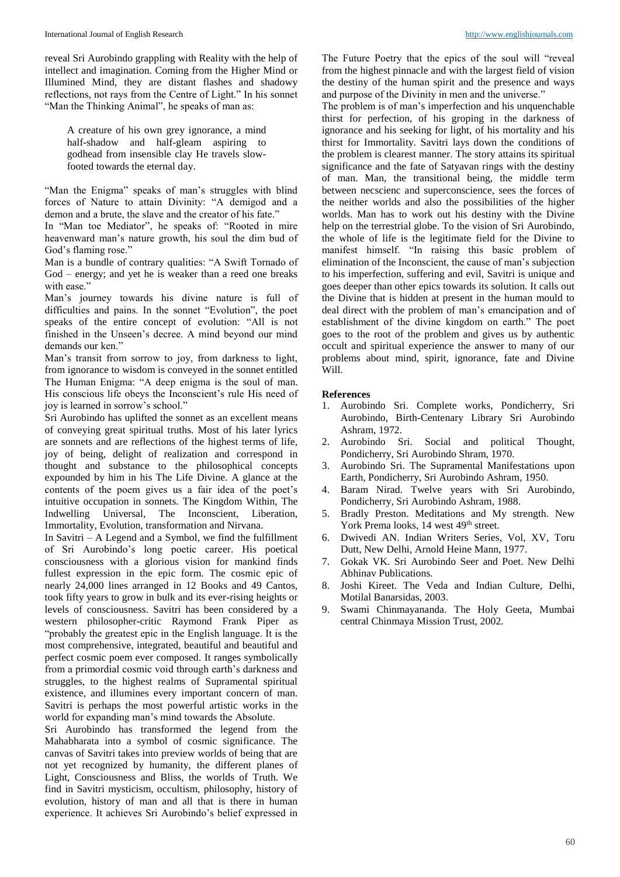reveal Sri Aurobindo grappling with Reality with the help of intellect and imagination. Coming from the Higher Mind or Illumined Mind, they are distant flashes and shadowy reflections, not rays from the Centre of Light." In his sonnet "Man the Thinking Animal", he speaks of man as:

> A creature of his own grey ignorance, a mind half-shadow and half-gleam aspiring to godhead from insensible clay He travels slow-footed towards the eternal day.

"Man the Enigma" speaks of man's struggles with blind forces of Nature to attain Divinity: "A demigod and a demon and a brute, the slave and the creator of his fate."

In "Man toe Mediator", he speaks of: "Rooted in mire heavenward man's nature growth, his soul the dim bud of God's flaming rose."

Man is a bundle of contrary qualities: "A Swift Tornado of God – energy; and yet he is weaker than a reed one breaks with ease."

Man's journey towards his divine nature is full of difficulties and pains. In the sonnet "Evolution", the poet speaks of the entire concept of evolution: "All is not finished in the Unseen's decree. A mind beyond our mind demands our ken."

Man's transit from sorrow to joy, from darkness to light, from ignorance to wisdom is conveyed in the sonnet entitled The Human Enigma: "A deep enigma is the soul of man. His conscious life obeys the Inconscient's rule His need of joy is learned in sorrow's school."

Sri Aurobindo has uplifted the sonnet as an excellent means of conveying great spiritual truths. Most of his later lyrics are sonnets and are reflections of the highest terms of life, joy of being, delight of realization and correspond in thought and substance to the philosophical concepts expounded by him in his The Life Divine. A glance at the contents of the poem gives us a fair idea of the poet's intuitive occupation in sonnets. The Kingdom Within, The Indwelling Universal, The Inconscient, Liberation, Immortality, Evolution, transformation and Nirvana.

In Savitri – A Legend and a Symbol, we find the fulfillment of Sri Aurobindo's long poetic career. His poetical consciousness with a glorious vision for mankind finds fullest expression in the epic form. The cosmic epic of nearly 24,000 lines arranged in 12 Books and 49 Cantos, took fifty years to grow in bulk and its ever-rising heights or levels of consciousness. Savitri has been considered by a western philosopher-critic Raymond Frank Piper as "probably the greatest epic in the English language. It is the most comprehensive, integrated, beautiful and beautiful and perfect cosmic poem ever composed. It ranges symbolically from a primordial cosmic void through earth's darkness and struggles, to the highest realms of Supramental spiritual existence, and illumines every important concern of man. Savitri is perhaps the most powerful artistic works in the world for expanding man's mind towards the Absolute.

Sri Aurobindo has transformed the legend from the Mahabharata into a symbol of cosmic significance. The canvas of Savitri takes into preview worlds of being that are not yet recognized by humanity, the different planes of Light, Consciousness and Bliss, the worlds of Truth. We find in Savitri mysticism, occultism, philosophy, history of evolution, history of man and all that is there in human experience. It achieves Sri Aurobindo's belief expressed in The Future Poetry that the epics of the soul will "reveal from the highest pinnacle and with the largest field of vision the destiny of the human spirit and the presence and ways and purpose of the Divinity in men and the universe."

The problem is of man's imperfection and his unquenchable thirst for perfection, of his groping in the darkness of ignorance and his seeking for light, of his mortality and his thirst for Immortality. Savitri lays down the conditions of the problem is clearest manner. The story attains its spiritual significance and the fate of Satyavan rings with the destiny of man. Man, the transitional being, the middle term between necscienc and superconscience, sees the forces of the neither worlds and also the possibilities of the higher worlds. Man has to work out his destiny with the Divine help on the terrestrial globe. To the vision of Sri Aurobindo, the whole of life is the legitimate field for the Divine to manifest himself. "In raising this basic problem of elimination of the Inconscient, the cause of man's subjection to his imperfection, suffering and evil, Savitri is unique and goes deeper than other epics towards its solution. It calls out the Divine that is hidden at present in the human mould to deal direct with the problem of man's emancipation and of establishment of the divine kingdom on earth." The poet goes to the root of the problem and gives us by authentic occult and spiritual experience the answer to many of our problems about mind, spirit, ignorance, fate and Divine Will.

## References

1. Aurobindo Sri. Complete works, Pondicherry, Sri Aurobindo, Birth-Centenary Library Sri Aurobindo Ashram, 1972.
2. Aurobindo Sri. Social and political Thought, Pondicherry, Sri Aurobindo Shram, 1970.
3. Aurobindo Sri. The Supramental Manifestations upon Earth, Pondicherry, Sri Aurobindo Ashram, 1950.
4. Baram Nirad. Twelve years with Sri Aurobindo, Pondicherry, Sri Aurobindo Ashram, 1988.
5. Bradly Preston. Meditations and My strength. New York Prema looks, 14 west 49th street.
6. Dwivedi AN. Indian Writers Series, Vol, XV, Toru Dutt, New Delhi, Arnold Heine Mann, 1977.
7. Gokak VK. Sri Aurobindo Seer and Poet. New Delhi Abhinav Publications.
8. Joshi Kireet. The Veda and Indian Culture, Delhi, Motilal Banarsidas, 2003.
9. Swami Chinmayananda. The Holy Geeta, Mumbai central Chinmaya Mission Trust, 2002.